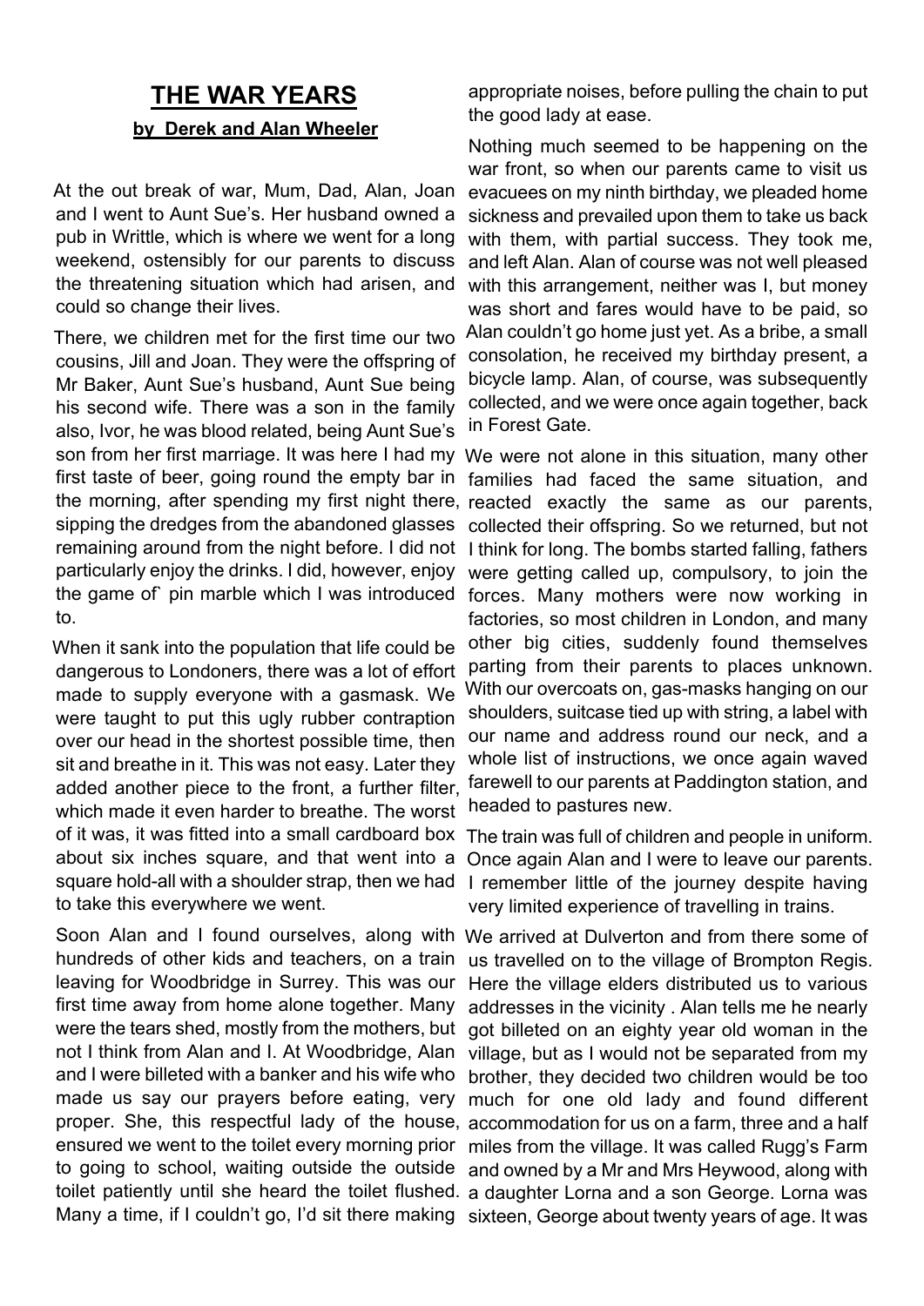# THE WAR YEARS

**by Derek and Alan Wheeler**

At the out break of war, Mum, Dad, Alan, Joan and I went to Aunt Sue's. Her husband owned a pub in Writtle, which is where we went for a long weekend, ostensibly for our parents to discuss the threatening situation which had arisen, and could so change their lives.

There, we children met for the first time our two cousins, Jill and Joan. They were the offspring of Mr Baker, Aunt Sue's husband, Aunt Sue being his second wife. There was a son in the family also, Ivor, he was blood related, being Aunt Sue's son from her first marriage. It was here I had my first taste of beer, going round the empty bar in the morning, after spending my first night there, sipping the dredges from the abandoned glasses remaining around from the night before. I did not particularly enjoy the drinks. I did, however, enjoy the game of` pin marble which I was introduced to.

When it sank into the population that life could be dangerous to Londoners, there was a lot of effort made to supply everyone with a gasmask. We were taught to put this ugly rubber contraption over our head in the shortest possible time, then sit and breathe in it. This was not easy. Later they added another piece to the front, a further filter, which made it even harder to breathe. The worst of it was, it was fitted into a small cardboard box about six inches square, and that went into a square hold-all with a shoulder strap, then we had to take this everywhere we went.

Soon Alan and I found ourselves, along with hundreds of other kids and teachers, on a train leaving for Woodbridge in Surrey. This was our first time away from home alone together. Many were the tears shed, mostly from the mothers, but not I think from Alan and I. At Woodbridge, Alan and I were billeted with a banker and his wife who made us say our prayers before eating, very proper. She, this respectful lady of the house, ensured we went to the toilet every morning prior to going to school, waiting outside the outside toilet patiently until she heard the toilet flushed. Many a time, if I couldn't go, I'd sit there making appropriate noises, before pulling the chain to put the good lady at ease.

Nothing much seemed to be happening on the war front, so when our parents came to visit us evacuees on my ninth birthday, we pleaded home sickness and prevailed upon them to take us back with them, with partial success. They took me, and left Alan. Alan of course was not well pleased with this arrangement, neither was I, but money was short and fares would have to be paid, so Alan couldn't go home just yet. As a bribe, a small consolation, he received my birthday present, a bicycle lamp. Alan, of course, was subsequently collected, and we were once again together, back in Forest Gate.

We were not alone in this situation, many other families had faced the same situation, and reacted exactly the same as our parents, collected their offspring. So we returned, but not I think for long. The bombs started falling, fathers were getting called up, compulsory, to join the forces. Many mothers were now working in factories, so most children in London, and many other big cities, suddenly found themselves parting from their parents to places unknown. With our overcoats on, gas-masks hanging on our shoulders, suitcase tied up with string, a label with our name and address round our neck, and a whole list of instructions, we once again waved farewell to our parents at Paddington station, and headed to pastures new.

The train was full of children and people in uniform. Once again Alan and I were to leave our parents. I remember little of the journey despite having very limited experience of travelling in trains.

We arrived at Dulverton and from there some of us travelled on to the village of Brompton Regis. Here the village elders distributed us to various addresses in the vicinity . Alan tells me he nearly got billeted on an eighty year old woman in the village, but as I would not be separated from my brother, they decided two children would be too much for one old lady and found different accommodation for us on a farm, three and a half miles from the village. It was called Rugg's Farm and owned by a Mr and Mrs Heywood, along with a daughter Lorna and a son George. Lorna was sixteen, George about twenty years of age. It was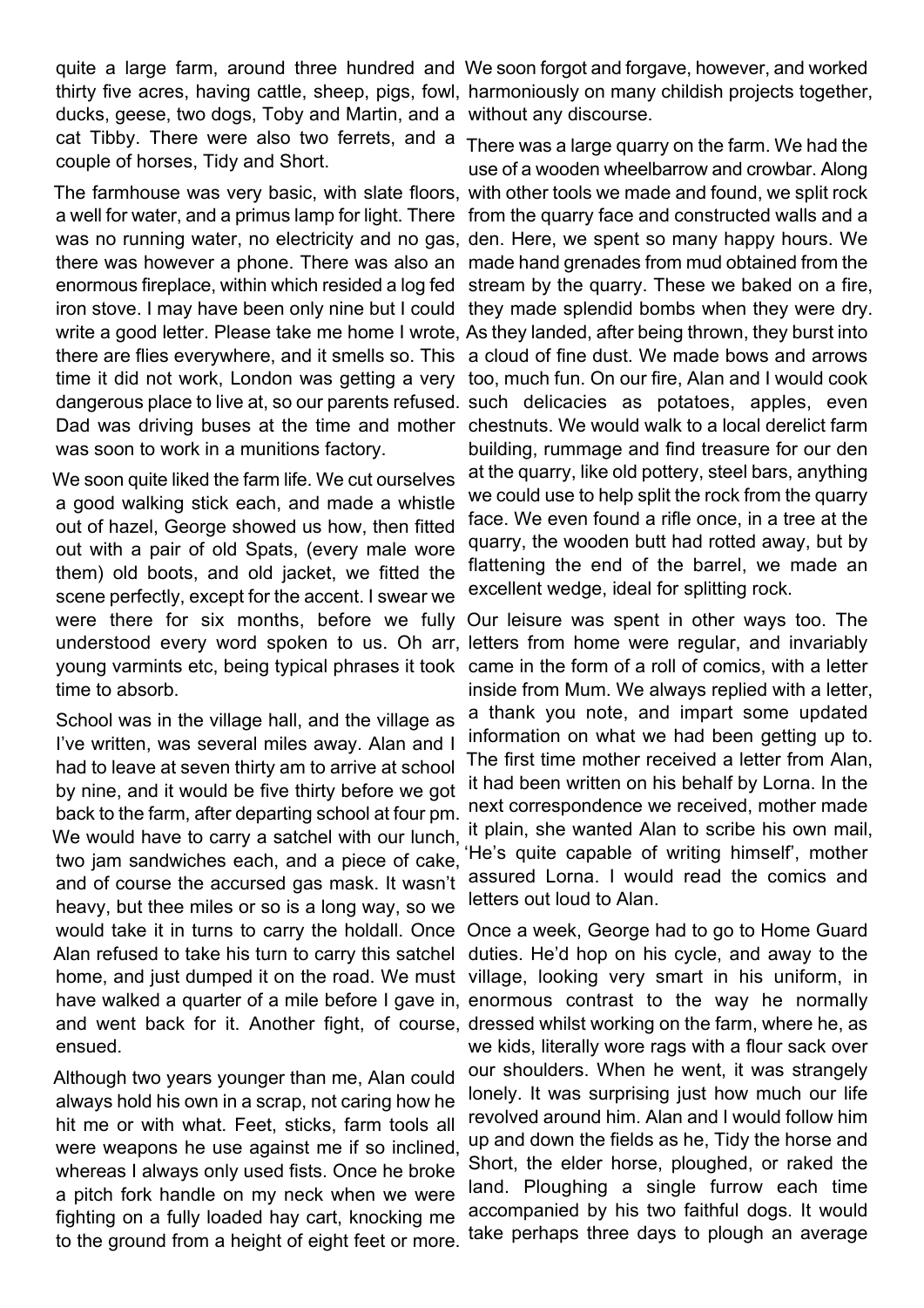quite a large farm, around three hundred and thirty five acres, having cattle, sheep, pigs, fowl, ducks, geese, two dogs, Toby and Martin, and a cat Tibby. There were also two ferrets, and a couple of horses, Tidy and Short.

The farmhouse was very basic, with slate floors, a well for water, and a primus lamp for light. There was no running water, no electricity and no gas, there was however a phone. There was also an enormous fireplace, within which resided a log fed iron stove. I may have been only nine but I could write a good letter. Please take me home I wrote, there are flies everywhere, and it smells so. This time it did not work, London was getting a very dangerous place to live at, so our parents refused. Dad was driving buses at the time and mother was soon to work in a munitions factory.

We soon quite liked the farm life. We cut ourselves a good walking stick each, and made a whistle out of hazel, George showed us how, then fitted out with a pair of old Spats, (every male wore them) old boots, and old jacket, we fitted the scene perfectly, except for the accent. I swear we were there for six months, before we fully understood every word spoken to us. Oh arr, young varmints etc, being typical phrases it took time to absorb.

School was in the village hall, and the village as I've written, was several miles away. Alan and I had to leave at seven thirty am to arrive at school by nine, and it would be five thirty before we got back to the farm, after departing school at four pm. We would have to carry a satchel with our lunch, two jam sandwiches each, and a piece of cake, and of course the accursed gas mask. It wasn't heavy, but thee miles or so is a long way, so we would take it in turns to carry the holdall. Once Alan refused to take his turn to carry this satchel home, and just dumped it on the road. We must have walked a quarter of a mile before I gave in, and went back for it. Another fight, of course, ensued.

Although two years younger than me, Alan could always hold his own in a scrap, not caring how he hit me or with what. Feet, sticks, farm tools all were weapons he use against me if so inclined, whereas I always only used fists. Once he broke a pitch fork handle on my neck when we were fighting on a fully loaded hay cart, knocking me to the ground from a height of eight feet or more. We soon forgot and forgave, however, and worked harmoniously on many childish projects together, without any discourse.

There was a large quarry on the farm. We had the use of a wooden wheelbarrow and crowbar. Along with other tools we made and found, we split rock from the quarry face and constructed walls and a den. Here, we spent so many happy hours. We made hand grenades from mud obtained from the stream by the quarry. These we baked on a fire, they made splendid bombs when they were dry. As they landed, after being thrown, they burst into a cloud of fine dust. We made bows and arrows too, much fun. On our fire, Alan and I would cook such delicacies as potatoes, apples, even chestnuts. We would walk to a local derelict farm building, rummage and find treasure for our den at the quarry, like old pottery, steel bars, anything we could use to help split the rock from the quarry face. We even found a rifle once, in a tree at the quarry, the wooden butt had rotted away, but by flattening the end of the barrel, we made an excellent wedge, ideal for splitting rock.

Our leisure was spent in other ways too. The letters from home were regular, and invariably came in the form of a roll of comics, with a letter inside from Mum. We always replied with a letter, a thank you note, and impart some updated information on what we had been getting up to. The first time mother received a letter from Alan, it had been written on his behalf by Lorna. In the next correspondence we received, mother made it plain, she wanted Alan to scribe his own mail, 'He's quite capable of writing himself', mother assured Lorna. I would read the comics and letters out loud to Alan.

Once a week, George had to go to Home Guard duties. He'd hop on his cycle, and away to the village, looking very smart in his uniform, in enormous contrast to the way he normally dressed whilst working on the farm, where he, as we kids, literally wore rags with a flour sack over our shoulders. When he went, it was strangely lonely. It was surprising just how much our life revolved around him. Alan and I would follow him up and down the fields as he, Tidy the horse and Short, the elder horse, ploughed, or raked the land. Ploughing a single furrow each time accompanied by his two faithful dogs. It would take perhaps three days to plough an average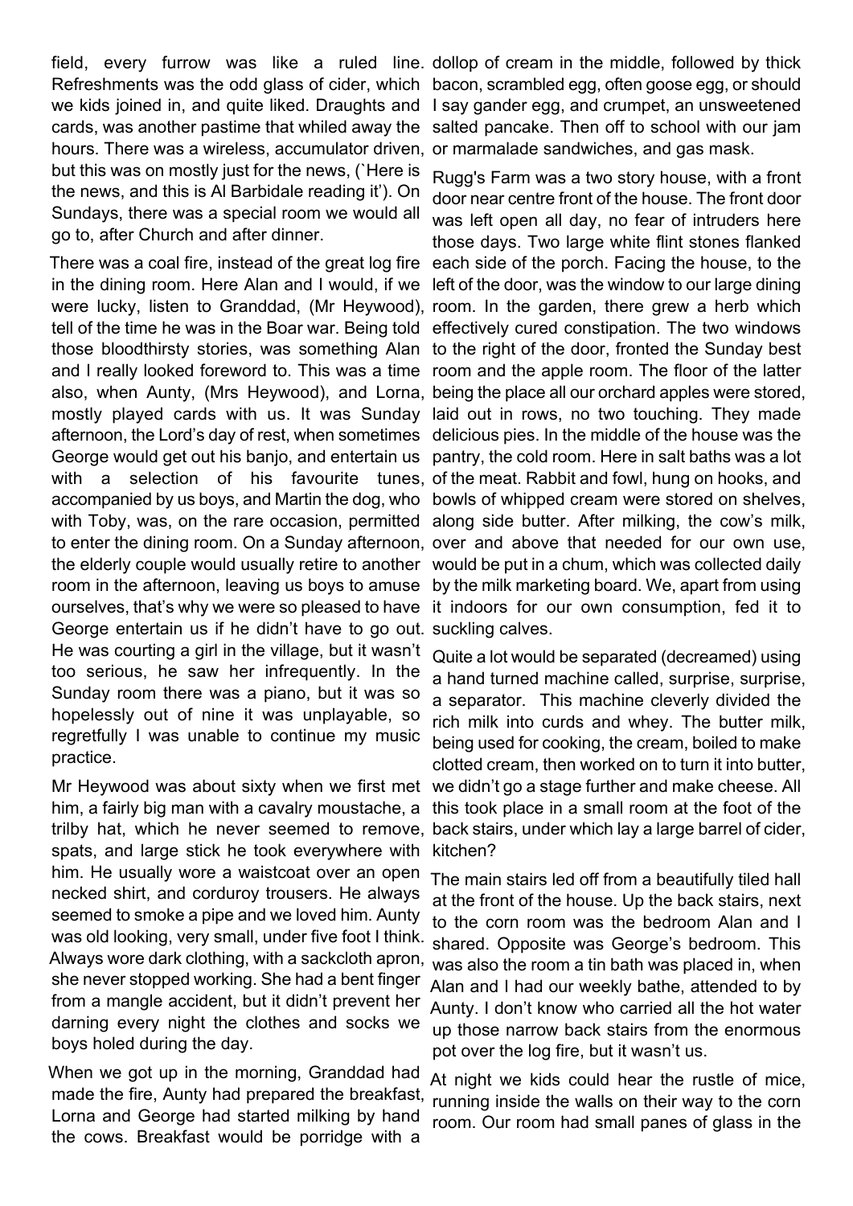field, every furrow was like a ruled line. Refreshments was the odd glass of cider, which we kids joined in, and quite liked. Draughts and cards, was another pastime that whiled away the hours. There was a wireless, accumulator driven, but this was on mostly just for the news, (`Here is the news, and this is Al Barbidale reading it'). On Sundays, there was a special room we would all go to, after Church and after dinner.

There was a coal fire, instead of the great log fire in the dining room. Here Alan and I would, if we were lucky, listen to Granddad, (Mr Heywood), tell of the time he was in the Boar war. Being told those bloodthirsty stories, was something Alan and I really looked foreword to. This was a time also, when Aunty, (Mrs Heywood), and Lorna, mostly played cards with us. It was Sunday afternoon, the Lord's day of rest, when sometimes George would get out his banjo, and entertain us with a selection of his favourite tunes, accompanied by us boys, and Martin the dog, who with Toby, was, on the rare occasion, permitted to enter the dining room. On a Sunday afternoon, the elderly couple would usually retire to another room in the afternoon, leaving us boys to amuse ourselves, that's why we were so pleased to have George entertain us if he didn't have to go out. He was courting a girl in the village, but it wasn't too serious, he saw her infrequently. In the Sunday room there was a piano, but it was so hopelessly out of nine it was unplayable, so regretfully I was unable to continue my music practice.

Mr Heywood was about sixty when we first met him, a fairly big man with a cavalry moustache, a trilby hat, which he never seemed to remove, spats, and large stick he took everywhere with him. He usually wore a waistcoat over an open necked shirt, and corduroy trousers. He always seemed to smoke a pipe and we loved him. Aunty was old looking, very small, under five foot I think. Always wore dark clothing, with a sackcloth apron, she never stopped working. She had a bent finger from a mangle accident, but it didn't prevent her darning every night the clothes and socks we boys holed during the day.

When we got up in the morning, Granddad had made the fire, Aunty had prepared the breakfast, Lorna and George had started milking by hand the cows. Breakfast would be porridge with a dollop of cream in the middle, followed by thick bacon, scrambled egg, often goose egg, or should I say gander egg, and crumpet, an unsweetened salted pancake. Then off to school with our jam or marmalade sandwiches, and gas mask.

Rugg's Farm was a two story house, with a front door near centre front of the house. The front door was left open all day, no fear of intruders here those days. Two large white flint stones flanked each side of the porch. Facing the house, to the left of the door, was the window to our large dining room. In the garden, there grew a herb which effectively cured constipation. The two windows to the right of the door, fronted the Sunday best room and the apple room. The floor of the latter being the place all our orchard apples were stored, laid out in rows, no two touching. They made delicious pies. In the middle of the house was the pantry, the cold room. Here in salt baths was a lot of the meat. Rabbit and fowl, hung on hooks, and bowls of whipped cream were stored on shelves, along side butter. After milking, the cow's milk, over and above that needed for our own use, would be put in a chum, which was collected daily by the milk marketing board. We, apart from using it indoors for our own consumption, fed it to suckling calves.

Quite a lot would be separated (decreamed) using a hand turned machine called, surprise, surprise, a separator. This machine cleverly divided the rich milk into curds and whey. The butter milk, being used for cooking, the cream, boiled to make clotted cream, then worked on to turn it into butter, we didn't go a stage further and make cheese. All this took place in a small room at the foot of the back stairs, under which lay a large barrel of cider, kitchen?

The main stairs led off from a beautifully tiled hall at the front of the house. Up the back stairs, next to the corn room was the bedroom Alan and I shared. Opposite was George's bedroom. This was also the room a tin bath was placed in, when Alan and I had our weekly bathe, attended to by Aunty. I don't know who carried all the hot water up those narrow back stairs from the enormous pot over the log fire, but it wasn't us.

At night we kids could hear the rustle of mice, running inside the walls on their way to the corn room. Our room had small panes of glass in the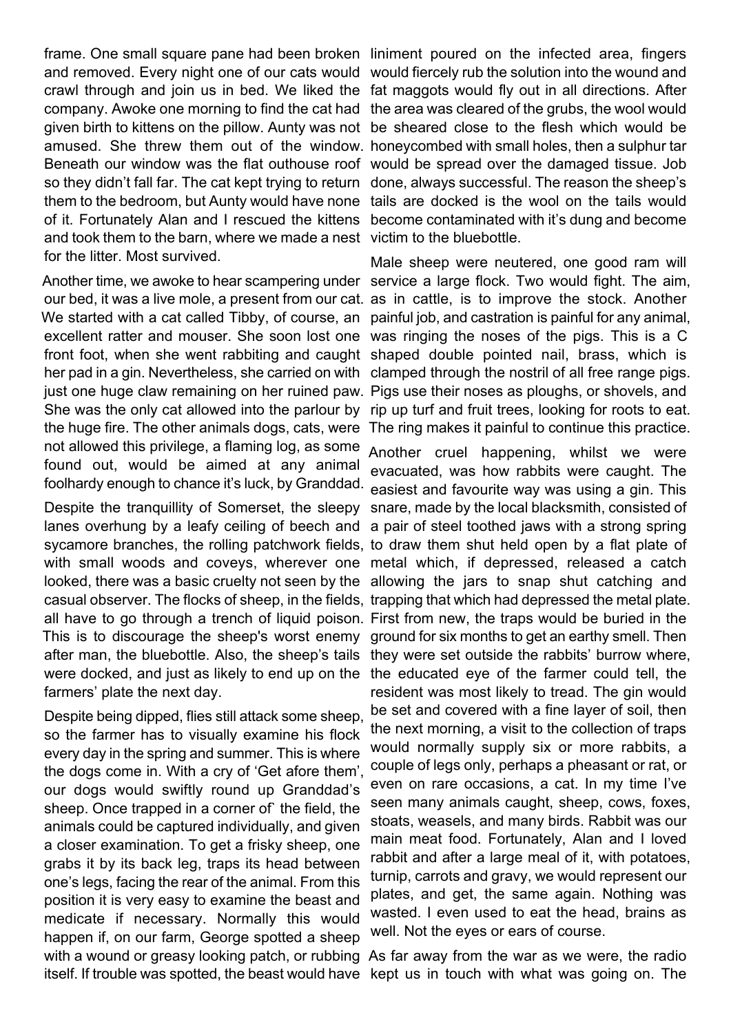frame. One small square pane had been broken and removed. Every night one of our cats would crawl through and join us in bed. We liked the company. Awoke one morning to find the cat had given birth to kittens on the pillow. Aunty was not amused. She threw them out of the window. Beneath our window was the flat outhouse roof so they didn't fall far. The cat kept trying to return them to the bedroom, but Aunty would have none of it. Fortunately Alan and I rescued the kittens and took them to the barn, where we made a nest for the litter. Most survived.

Another time, we awoke to hear scampering under our bed, it was a live mole, a present from our cat. We started with a cat called Tibby, of course, an excellent ratter and mouser. She soon lost one front foot, when she went rabbiting and caught her pad in a gin. Nevertheless, she carried on with just one huge claw remaining on her ruined paw. She was the only cat allowed into the parlour by the huge fire. The other animals dogs, cats, were not allowed this privilege, a flaming log, as some found out, would be aimed at any animal foolhardy enough to chance it's luck, by Granddad.

Despite the tranquillity of Somerset, the sleepy lanes overhung by a leafy ceiling of beech and sycamore branches, the rolling patchwork fields, with small woods and coveys, wherever one looked, there was a basic cruelty not seen by the casual observer. The flocks of sheep, in the fields, all have to go through a trench of liquid poison. This is to discourage the sheep's worst enemy after man, the bluebottle. Also, the sheep's tails were docked, and just as likely to end up on the farmers' plate the next day.

Despite being dipped, flies still attack some sheep, so the farmer has to visually examine his flock every day in the spring and summer. This is where the dogs come in. With a cry of 'Get afore them', our dogs would swiftly round up Granddad's sheep. Once trapped in a corner of` the field, the animals could be captured individually, and given a closer examination. To get a frisky sheep, one grabs it by its back leg, traps its head between one's legs, facing the rear of the animal. From this position it is very easy to examine the beast and medicate if necessary. Normally this would happen if, on our farm, George spotted a sheep with a wound or greasy looking patch, or rubbing itself. If trouble was spotted, the beast would have liniment poured on the infected area, fingers would fiercely rub the solution into the wound and fat maggots would fly out in all directions. After the area was cleared of the grubs, the wool would be sheared close to the flesh which would be honeycombed with small holes, then a sulphur tar would be spread over the damaged tissue. Job done, always successful. The reason the sheep's tails are docked is the wool on the tails would become contaminated with it's dung and become victim to the bluebottle.

Male sheep were neutered, one good ram will service a large flock. Two would fight. The aim, as in cattle, is to improve the stock. Another painful job, and castration is painful for any animal, was ringing the noses of the pigs. This is a C shaped double pointed nail, brass, which is clamped through the nostril of all free range pigs. Pigs use their noses as ploughs, or shovels, and rip up turf and fruit trees, looking for roots to eat. The ring makes it painful to continue this practice.

Another cruel happening, whilst we were evacuated, was how rabbits were caught. The easiest and favourite way was using a gin. This snare, made by the local blacksmith, consisted of a pair of steel toothed jaws with a strong spring to draw them shut held open by a flat plate of metal which, if depressed, released a catch allowing the jars to snap shut catching and trapping that which had depressed the metal plate. First from new, the traps would be buried in the ground for six months to get an earthy smell. Then they were set outside the rabbits' burrow where, the educated eye of the farmer could tell, the resident was most likely to tread. The gin would be set and covered with a fine layer of soil, then the next morning, a visit to the collection of traps would normally supply six or more rabbits, a couple of legs only, perhaps a pheasant or rat, or even on rare occasions, a cat. In my time I've seen many animals caught, sheep, cows, foxes, stoats, weasels, and many birds. Rabbit was our main meat food. Fortunately, Alan and I loved rabbit and after a large meal of it, with potatoes, turnip, carrots and gravy, we would represent our plates, and get, the same again. Nothing was wasted. I even used to eat the head, brains as well. Not the eyes or ears of course.

As far away from the war as we were, the radio kept us in touch with what was going on. The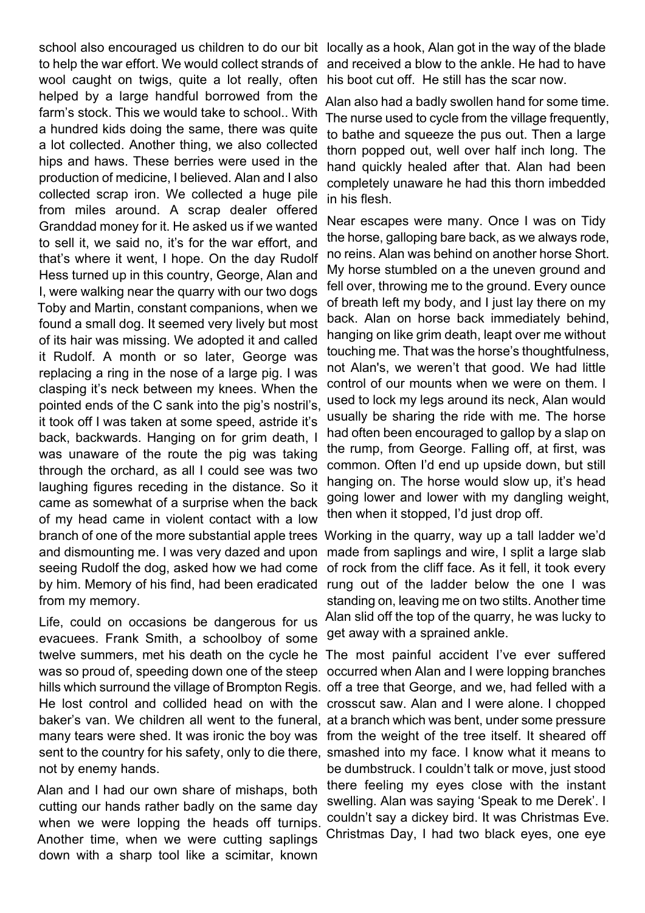school also encouraged us children to do our bit to help the war effort. We would collect strands of wool caught on twigs, quite a lot really, often helped by a large handful borrowed from the farm's stock. This we would take to school.. With a hundred kids doing the same, there was quite a lot collected. Another thing, we also collected hips and haws. These berries were used in the production of medicine, I believed. Alan and I also collected scrap iron. We collected a huge pile from miles around. A scrap dealer offered Granddad money for it. He asked us if we wanted to sell it, we said no, it's for the war effort, and that's where it went, I hope. On the day Rudolf Hess turned up in this country, George, Alan and I, were walking near the quarry with our two dogs Toby and Martin, constant companions, when we found a small dog. It seemed very lively but most of its hair was missing. We adopted it and called it Rudolf. A month or so later, George was replacing a ring in the nose of a large pig. I was clasping it's neck between my knees. When the pointed ends of the C sank into the pig's nostril's, it took off I was taken at some speed, astride it's back, backwards. Hanging on for grim death, I was unaware of the route the pig was taking through the orchard, as all I could see was two laughing figures receding in the distance. So it came as somewhat of a surprise when the back of my head came in violent contact with a low branch of one of the more substantial apple trees and dismounting me. I was very dazed and upon seeing Rudolf the dog, asked how we had come by him. Memory of his find, had been eradicated from my memory.

Life, could on occasions be dangerous for us evacuees. Frank Smith, a schoolboy of some twelve summers, met his death on the cycle he was so proud of, speeding down one of the steep hills which surround the village of Brompton Regis. He lost control and collided head on with the baker's van. We children all went to the funeral, many tears were shed. It was ironic the boy was sent to the country for his safety, only to die there, not by enemy hands.

Alan and I had our own share of mishaps, both cutting our hands rather badly on the same day when we were lopping the heads off turnips. Another time, when we were cutting saplings down with a sharp tool like a scimitar, known locally as a hook, Alan got in the way of the blade and received a blow to the ankle. He had to have his boot cut off. He still has the scar now.

Alan also had a badly swollen hand for some time. The nurse used to cycle from the village frequently, to bathe and squeeze the pus out. Then a large thorn popped out, well over half inch long. The hand quickly healed after that. Alan had been completely unaware he had this thorn imbedded in his flesh.

Near escapes were many. Once I was on Tidy the horse, galloping bare back, as we always rode, no reins. Alan was behind on another horse Short. My horse stumbled on a the uneven ground and fell over, throwing me to the ground. Every ounce of breath left my body, and I just lay there on my back. Alan on horse back immediately behind, hanging on like grim death, leapt over me without touching me. That was the horse's thoughtfulness, not Alan's, we weren't that good. We had little control of our mounts when we were on them. I used to lock my legs around its neck, Alan would usually be sharing the ride with me. The horse had often been encouraged to gallop by a slap on the rump, from George. Falling off, at first, was common. Often I'd end up upside down, but still hanging on. The horse would slow up, it's head going lower and lower with my dangling weight, then when it stopped, I'd just drop off.

Working in the quarry, way up a tall ladder we'd made from saplings and wire, I split a large slab of rock from the cliff face. As it fell, it took every rung out of the ladder below the one I was standing on, leaving me on two stilts. Another time Alan slid off the top of the quarry, he was lucky to get away with a sprained ankle.

The most painful accident I've ever suffered occurred when Alan and I were lopping branches off a tree that George, and we, had felled with a crosscut saw. Alan and I were alone. I chopped at a branch which was bent, under some pressure from the weight of the tree itself. It sheared off smashed into my face. I know what it means to be dumbstruck. I couldn't talk or move, just stood there feeling my eyes close with the instant swelling. Alan was saying 'Speak to me Derek'. I couldn't say a dickey bird. It was Christmas Eve. Christmas Day, I had two black eyes, one eye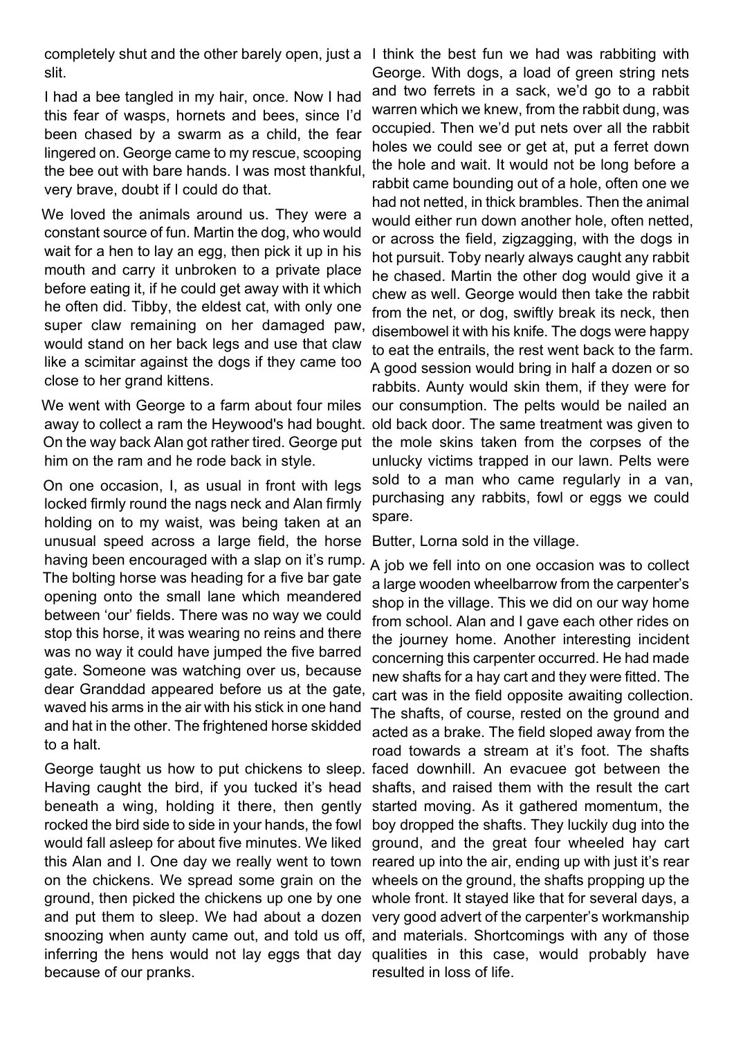completely shut and the other barely open, just a slit.

I had a bee tangled in my hair, once. Now I had this fear of wasps, hornets and bees, since I'd been chased by a swarm as a child, the fear lingered on. George came to my rescue, scooping the bee out with bare hands. I was most thankful, very brave, doubt if I could do that.

We loved the animals around us. They were a constant source of fun. Martin the dog, who would wait for a hen to lay an egg, then pick it up in his mouth and carry it unbroken to a private place before eating it, if he could get away with it which he often did. Tibby, the eldest cat, with only one super claw remaining on her damaged paw, would stand on her back legs and use that claw like a scimitar against the dogs if they came too close to her grand kittens.

We went with George to a farm about four miles away to collect a ram the Heywood's had bought. On the way back Alan got rather tired. George put him on the ram and he rode back in style.

On one occasion, I, as usual in front with legs locked firmly round the nags neck and Alan firmly holding on to my waist, was being taken at an unusual speed across a large field, the horse having been encouraged with a slap on it's rump. The bolting horse was heading for a five bar gate opening onto the small lane which meandered between 'our' fields. There was no way we could stop this horse, it was wearing no reins and there was no way it could have jumped the five barred gate. Someone was watching over us, because dear Granddad appeared before us at the gate, waved his arms in the air with his stick in one hand and hat in the other. The frightened horse skidded to a halt.

George taught us how to put chickens to sleep. Having caught the bird, if you tucked it's head beneath a wing, holding it there, then gently rocked the bird side to side in your hands, the fowl would fall asleep for about five minutes. We liked this Alan and I. One day we really went to town on the chickens. We spread some grain on the ground, then picked the chickens up one by one and put them to sleep. We had about a dozen snoozing when aunty came out, and told us off, inferring the hens would not lay eggs that day because of our pranks.

I think the best fun we had was rabbiting with George. With dogs, a load of green string nets and two ferrets in a sack, we'd go to a rabbit warren which we knew, from the rabbit dung, was occupied. Then we'd put nets over all the rabbit holes we could see or get at, put a ferret down the hole and wait. It would not be long before a rabbit came bounding out of a hole, often one we had not netted, in thick brambles. Then the animal would either run down another hole, often netted, or across the field, zigzagging, with the dogs in hot pursuit. Toby nearly always caught any rabbit he chased. Martin the other dog would give it a chew as well. George would then take the rabbit from the net, or dog, swiftly break its neck, then disembowel it with his knife. The dogs were happy to eat the entrails, the rest went back to the farm. A good session would bring in half a dozen or so rabbits. Aunty would skin them, if they were for our consumption. The pelts would be nailed an old back door. The same treatment was given to the mole skins taken from the corpses of the unlucky victims trapped in our lawn. Pelts were sold to a man who came regularly in a van, purchasing any rabbits, fowl or eggs we could spare.

Butter, Lorna sold in the village.

A job we fell into on one occasion was to collect a large wooden wheelbarrow from the carpenter's shop in the village. This we did on our way home from school. Alan and I gave each other rides on the journey home. Another interesting incident concerning this carpenter occurred. He had made new shafts for a hay cart and they were fitted. The cart was in the field opposite awaiting collection. The shafts, of course, rested on the ground and acted as a brake. The field sloped away from the road towards a stream at it's foot. The shafts faced downhill. An evacuee got between the shafts, and raised them with the result the cart started moving. As it gathered momentum, the boy dropped the shafts. They luckily dug into the ground, and the great four wheeled hay cart reared up into the air, ending up with just it's rear wheels on the ground, the shafts propping up the whole front. It stayed like that for several days, a very good advert of the carpenter's workmanship and materials. Shortcomings with any of those qualities in this case, would probably have resulted in loss of life.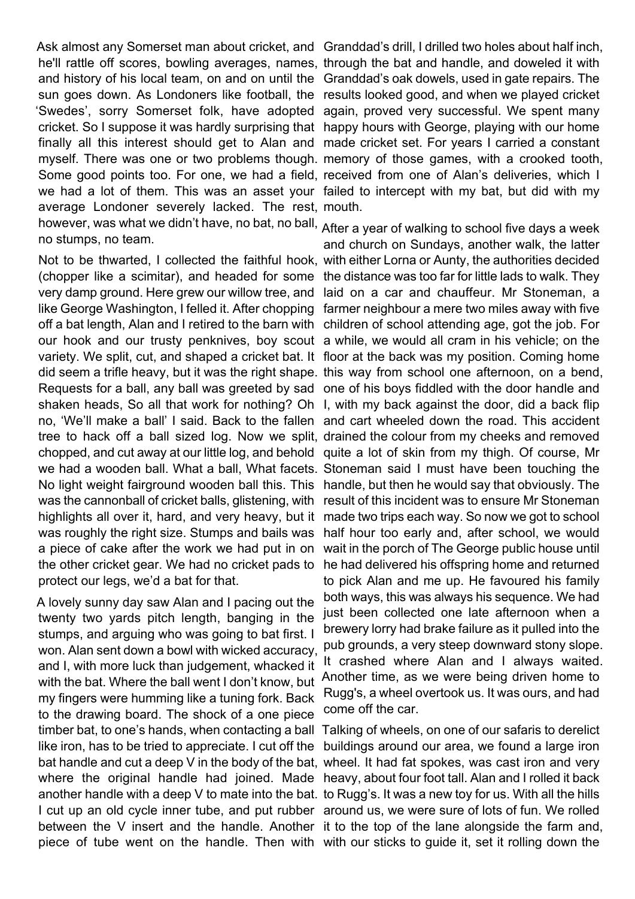Ask almost any Somerset man about cricket, and he'll rattle off scores, bowling averages, names, and history of his local team, on and on until the sun goes down. As Londoners like football, the 'Swedes', sorry Somerset folk, have adopted cricket. So I suppose it was hardly surprising that finally all this interest should get to Alan and myself. There was one or two problems though. Some good points too. For one, we had a field, we had a lot of them. This was an asset your average Londoner severely lacked. The rest, however, was what we didn't have, no bat, no ball, no stumps, no team.

Not to be thwarted, I collected the faithful hook, (chopper like a scimitar), and headed for some very damp ground. Here grew our willow tree, and like George Washington, I felled it. After chopping off a bat length, Alan and I retired to the barn with our hook and our trusty penknives, boy scout variety. We split, cut, and shaped a cricket bat. It did seem a trifle heavy, but it was the right shape. Requests for a ball, any ball was greeted by sad shaken heads, So all that work for nothing? Oh no, 'We'll make a ball' I said. Back to the fallen tree to hack off a ball sized log. Now we split, chopped, and cut away at our little log, and behold we had a wooden ball. What a ball, What facets. No light weight fairground wooden ball this. This was the cannonball of cricket balls, glistening, with highlights all over it, hard, and very heavy, but it was roughly the right size. Stumps and bails was a piece of cake after the work we had put in on the other cricket gear. We had no cricket pads to protect our legs, we'd a bat for that.

A lovely sunny day saw Alan and I pacing out the twenty two yards pitch length, banging in the stumps, and arguing who was going to bat first. I won. Alan sent down a bowl with wicked accuracy, and I, with more luck than judgement, whacked it with the bat. Where the ball went I don't know, but my fingers were humming like a tuning fork. Back to the drawing board. The shock of a one piece timber bat, to one's hands, when contacting a ball like iron, has to be tried to appreciate. I cut off the bat handle and cut a deep V in the body of the bat, where the original handle had joined. Made another handle with a deep V to mate into the bat. I cut up an old cycle inner tube, and put rubber between the V insert and the handle. Another piece of tube went on the handle. Then with Granddad's drill, I drilled two holes about half inch, through the bat and handle, and doweled it with Granddad's oak dowels, used in gate repairs. The results looked good, and when we played cricket again, proved very successful. We spent many happy hours with George, playing with our home made cricket set. For years I carried a constant memory of those games, with a crooked tooth, received from one of Alan's deliveries, which I failed to intercept with my bat, but did with my mouth.

After a year of walking to school five days a week and church on Sundays, another walk, the latter with either Lorna or Aunty, the authorities decided the distance was too far for little lads to walk. They laid on a car and chauffeur. Mr Stoneman, a farmer neighbour a mere two miles away with five children of school attending age, got the job. For a while, we would all cram in his vehicle; on the floor at the back was my position. Coming home this way from school one afternoon, on a bend, one of his boys fiddled with the door handle and I, with my back against the door, did a back flip and cart wheeled down the road. This accident drained the colour from my cheeks and removed quite a lot of skin from my thigh. Of course, Mr Stoneman said I must have been touching the handle, but then he would say that obviously. The result of this incident was to ensure Mr Stoneman made two trips each way. So now we got to school half hour too early and, after school, we would wait in the porch of The George public house until he had delivered his offspring home and returned to pick Alan and me up. He favoured his family both ways, this was always his sequence. We had just been collected one late afternoon when a brewery lorry had brake failure as it pulled into the pub grounds, a very steep downward stony slope. It crashed where Alan and I always waited. Another time, as we were being driven home to Rugg's, a wheel overtook us. It was ours, and had come off the car.

Talking of wheels, on one of our safaris to derelict buildings around our area, we found a large iron wheel. It had fat spokes, was cast iron and very heavy, about four foot tall. Alan and I rolled it back to Rugg's. It was a new toy for us. With all the hills around us, we were sure of lots of fun. We rolled it to the top of the lane alongside the farm and, with our sticks to guide it, set it rolling down the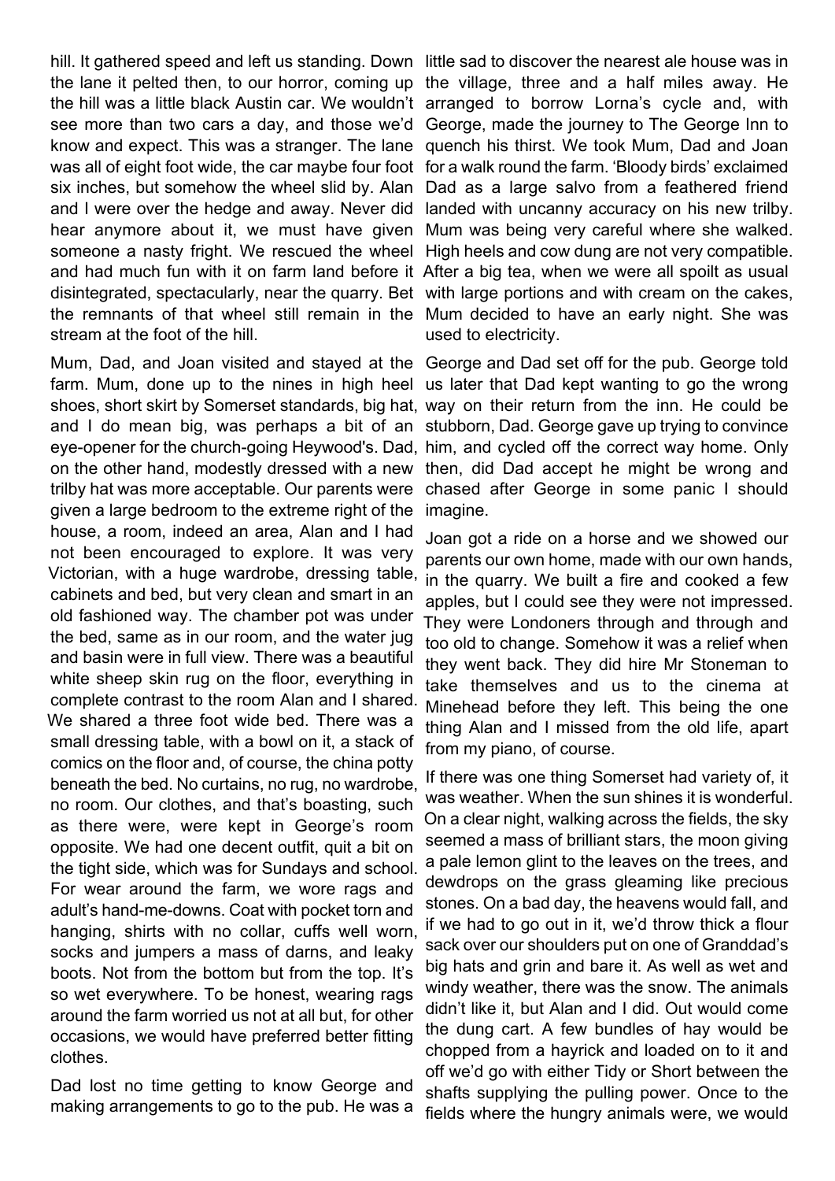hill. It gathered speed and left us standing. Down the lane it pelted then, to our horror, coming up the hill was a little black Austin car. We wouldn't see more than two cars a day, and those we'd know and expect. This was a stranger. The lane was all of eight foot wide, the car maybe four foot six inches, but somehow the wheel slid by. Alan and I were over the hedge and away. Never did hear anymore about it, we must have given someone a nasty fright. We rescued the wheel and had much fun with it on farm land before it disintegrated, spectacularly, near the quarry. Bet the remnants of that wheel still remain in the stream at the foot of the hill.

Mum, Dad, and Joan visited and stayed at the farm. Mum, done up to the nines in high heel shoes, short skirt by Somerset standards, big hat, and I do mean big, was perhaps a bit of an eye-opener for the church-going Heywood's. Dad, on the other hand, modestly dressed with a new trilby hat was more acceptable. Our parents were given a large bedroom to the extreme right of the house, a room, indeed an area, Alan and I had not been encouraged to explore. It was very Victorian, with a huge wardrobe, dressing table, cabinets and bed, but very clean and smart in an old fashioned way. The chamber pot was under the bed, same as in our room, and the water jug and basin were in full view. There was a beautiful white sheep skin rug on the floor, everything in complete contrast to the room Alan and I shared. We shared a three foot wide bed. There was a small dressing table, with a bowl on it, a stack of comics on the floor and, of course, the china potty beneath the bed. No curtains, no rug, no wardrobe, no room. Our clothes, and that's boasting, such as there were, were kept in George's room opposite. We had one decent outfit, quit a bit on the tight side, which was for Sundays and school. For wear around the farm, we wore rags and adult's hand-me-downs. Coat with pocket torn and hanging, shirts with no collar, cuffs well worn, socks and jumpers a mass of darns, and leaky boots. Not from the bottom but from the top. It's so wet everywhere. To be honest, wearing rags around the farm worried us not at all but, for other occasions, we would have preferred better fitting clothes.

Dad lost no time getting to know George and making arrangements to go to the pub. He was a little sad to discover the nearest ale house was in the village, three and a half miles away. He arranged to borrow Lorna's cycle and, with George, made the journey to The George Inn to quench his thirst. We took Mum, Dad and Joan for a walk round the farm. 'Bloody birds' exclaimed Dad as a large salvo from a feathered friend landed with uncanny accuracy on his new trilby. Mum was being very careful where she walked. High heels and cow dung are not very compatible. After a big tea, when we were all spoilt as usual with large portions and with cream on the cakes, Mum decided to have an early night. She was used to electricity.

George and Dad set off for the pub. George told us later that Dad kept wanting to go the wrong way on their return from the inn. He could be stubborn, Dad. George gave up trying to convince him, and cycled off the correct way home. Only then, did Dad accept he might be wrong and chased after George in some panic I should imagine.

Joan got a ride on a horse and we showed our parents our own home, made with our own hands, in the quarry. We built a fire and cooked a few apples, but I could see they were not impressed. They were Londoners through and through and too old to change. Somehow it was a relief when they went back. They did hire Mr Stoneman to take themselves and us to the cinema at Minehead before they left. This being the one thing Alan and I missed from the old life, apart from my piano, of course.

If there was one thing Somerset had variety of, it was weather. When the sun shines it is wonderful. On a clear night, walking across the fields, the sky seemed a mass of brilliant stars, the moon giving a pale lemon glint to the leaves on the trees, and dewdrops on the grass gleaming like precious stones. On a bad day, the heavens would fall, and if we had to go out in it, we'd throw thick a flour sack over our shoulders put on one of Granddad's big hats and grin and bare it. As well as wet and windy weather, there was the snow. The animals didn't like it, but Alan and I did. Out would come the dung cart. A few bundles of hay would be chopped from a hayrick and loaded on to it and off we'd go with either Tidy or Short between the shafts supplying the pulling power. Once to the fields where the hungry animals were, we would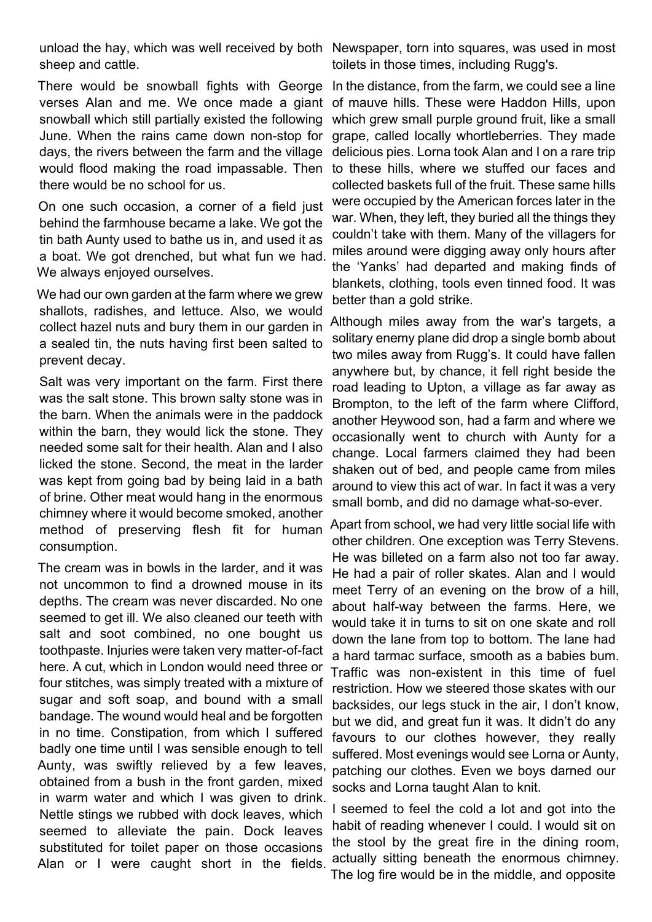unload the hay, which was well received by both sheep and cattle.

There would be snowball fights with George verses Alan and me. We once made a giant snowball which still partially existed the following June. When the rains came down non-stop for days, the rivers between the farm and the village would flood making the road impassable. Then there would be no school for us.

On one such occasion, a corner of a field just behind the farmhouse became a lake. We got the tin bath Aunty used to bathe us in, and used it as a boat. We got drenched, but what fun we had. We always enjoyed ourselves.

We had our own garden at the farm where we grew shallots, radishes, and lettuce. Also, we would collect hazel nuts and bury them in our garden in a sealed tin, the nuts having first been salted to prevent decay.

Salt was very important on the farm. First there was the salt stone. This brown salty stone was in the barn. When the animals were in the paddock within the barn, they would lick the stone. They needed some salt for their health. Alan and I also licked the stone. Second, the meat in the larder was kept from going bad by being laid in a bath of brine. Other meat would hang in the enormous chimney where it would become smoked, another method of preserving flesh fit for human consumption.

The cream was in bowls in the larder, and it was not uncommon to find a drowned mouse in its depths. The cream was never discarded. No one seemed to get ill. We also cleaned our teeth with salt and soot combined, no one bought us toothpaste. Injuries were taken very matter-of-fact here. A cut, which in London would need three or four stitches, was simply treated with a mixture of sugar and soft soap, and bound with a small bandage. The wound would heal and be forgotten in no time. Constipation, from which I suffered badly one time until I was sensible enough to tell Aunty, was swiftly relieved by a few leaves, obtained from a bush in the front garden, mixed in warm water and which I was given to drink. Nettle stings we rubbed with dock leaves, which seemed to alleviate the pain. Dock leaves substituted for toilet paper on those occasions Alan or I were caught short in the fields. Newspaper, torn into squares, was used in most toilets in those times, including Rugg's.

In the distance, from the farm, we could see a line of mauve hills. These were Haddon Hills, upon which grew small purple ground fruit, like a small grape, called locally whortleberries. They made delicious pies. Lorna took Alan and I on a rare trip to these hills, where we stuffed our faces and collected baskets full of the fruit. These same hills were occupied by the American forces later in the war. When, they left, they buried all the things they couldn't take with them. Many of the villagers for miles around were digging away only hours after the 'Yanks' had departed and making finds of blankets, clothing, tools even tinned food. It was better than a gold strike.

Although miles away from the war's targets, a solitary enemy plane did drop a single bomb about two miles away from Rugg's. It could have fallen anywhere but, by chance, it fell right beside the road leading to Upton, a village as far away as Brompton, to the left of the farm where Clifford, another Heywood son, had a farm and where we occasionally went to church with Aunty for a change. Local farmers claimed they had been shaken out of bed, and people came from miles around to view this act of war. In fact it was a very small bomb, and did no damage what-so-ever.

Apart from school, we had very little social life with other children. One exception was Terry Stevens. He was billeted on a farm also not too far away. He had a pair of roller skates. Alan and I would meet Terry of an evening on the brow of a hill, about half-way between the farms. Here, we would take it in turns to sit on one skate and roll down the lane from top to bottom. The lane had a hard tarmac surface, smooth as a babies bum. Traffic was non-existent in this time of fuel restriction. How we steered those skates with our backsides, our legs stuck in the air, I don't know, but we did, and great fun it was. It didn't do any favours to our clothes however, they really suffered. Most evenings would see Lorna or Aunty, patching our clothes. Even we boys darned our socks and Lorna taught Alan to knit.

I seemed to feel the cold a lot and got into the habit of reading whenever I could. I would sit on the stool by the great fire in the dining room, actually sitting beneath the enormous chimney. The log fire would be in the middle, and opposite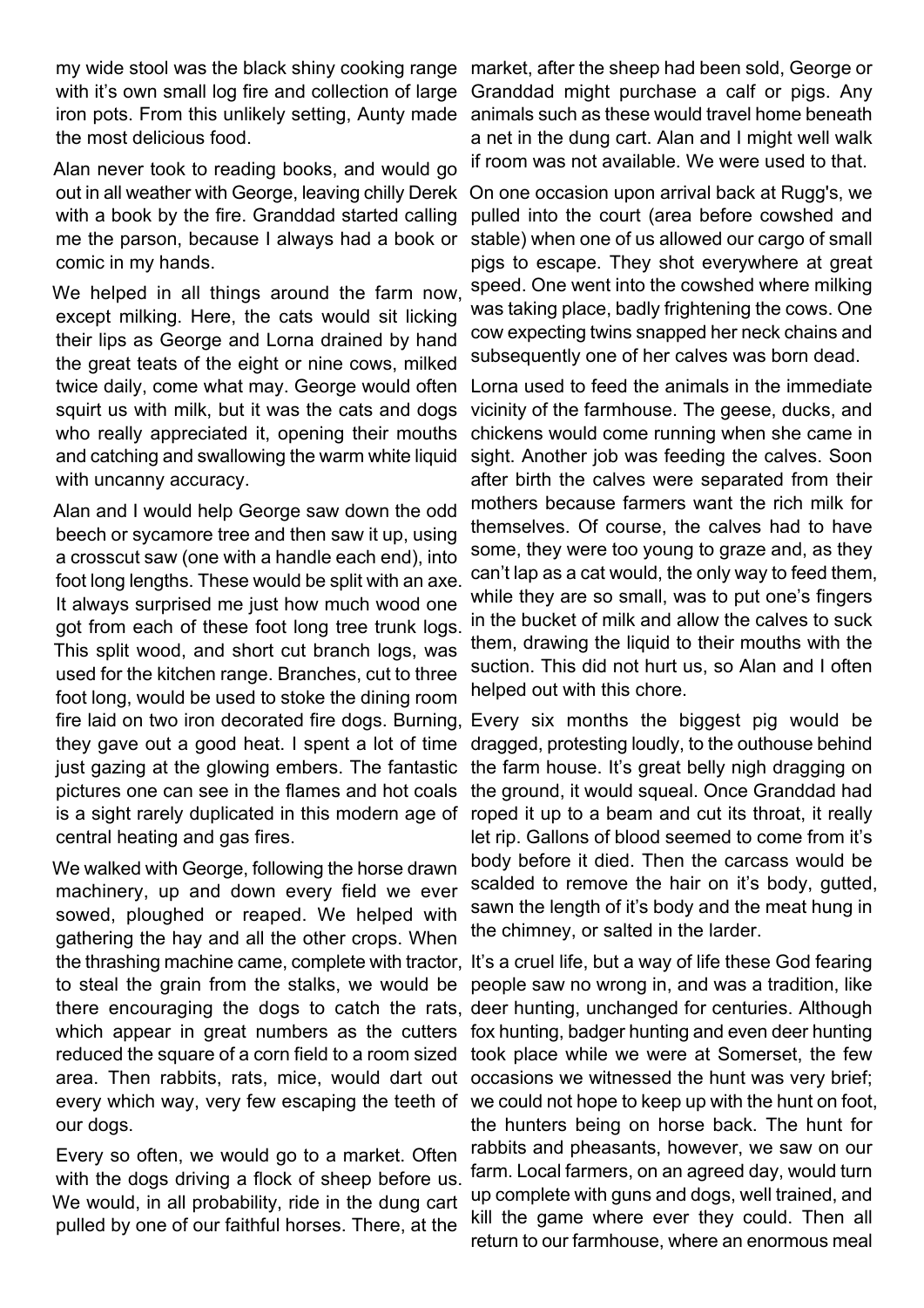my wide stool was the black shiny cooking range with it's own small log fire and collection of large iron pots. From this unlikely setting, Aunty made the most delicious food.

Alan never took to reading books, and would go out in all weather with George, leaving chilly Derek with a book by the fire. Granddad started calling me the parson, because I always had a book or comic in my hands.

We helped in all things around the farm now, except milking. Here, the cats would sit licking their lips as George and Lorna drained by hand the great teats of the eight or nine cows, milked twice daily, come what may. George would often squirt us with milk, but it was the cats and dogs who really appreciated it, opening their mouths and catching and swallowing the warm white liquid with uncanny accuracy.

Alan and I would help George saw down the odd beech or sycamore tree and then saw it up, using a crosscut saw (one with a handle each end), into foot long lengths. These would be split with an axe. It always surprised me just how much wood one got from each of these foot long tree trunk logs. This split wood, and short cut branch logs, was used for the kitchen range. Branches, cut to three foot long, would be used to stoke the dining room fire laid on two iron decorated fire dogs. Burning, they gave out a good heat. I spent a lot of time just gazing at the glowing embers. The fantastic pictures one can see in the flames and hot coals is a sight rarely duplicated in this modern age of central heating and gas fires.

We walked with George, following the horse drawn machinery, up and down every field we ever sowed, ploughed or reaped. We helped with gathering the hay and all the other crops. When the thrashing machine came, complete with tractor, to steal the grain from the stalks, we would be there encouraging the dogs to catch the rats, which appear in great numbers as the cutters reduced the square of a corn field to a room sized area. Then rabbits, rats, mice, would dart out every which way, very few escaping the teeth of our dogs.

Every so often, we would go to a market. Often with the dogs driving a flock of sheep before us. We would, in all probability, ride in the dung cart pulled by one of our faithful horses. There, at the market, after the sheep had been sold, George or Granddad might purchase a calf or pigs. Any animals such as these would travel home beneath a net in the dung cart. Alan and I might well walk if room was not available. We were used to that.

On one occasion upon arrival back at Rugg's, we pulled into the court (area before cowshed and stable) when one of us allowed our cargo of small pigs to escape. They shot everywhere at great speed. One went into the cowshed where milking was taking place, badly frightening the cows. One cow expecting twins snapped her neck chains and subsequently one of her calves was born dead.

Lorna used to feed the animals in the immediate vicinity of the farmhouse. The geese, ducks, and chickens would come running when she came in sight. Another job was feeding the calves. Soon after birth the calves were separated from their mothers because farmers want the rich milk for themselves. Of course, the calves had to have some, they were too young to graze and, as they can't lap as a cat would, the only way to feed them, while they are so small, was to put one's fingers in the bucket of milk and allow the calves to suck them, drawing the liquid to their mouths with the suction. This did not hurt us, so Alan and I often helped out with this chore.

Every six months the biggest pig would be dragged, protesting loudly, to the outhouse behind the farm house. It's great belly nigh dragging on the ground, it would squeal. Once Granddad had roped it up to a beam and cut its throat, it really let rip. Gallons of blood seemed to come from it's body before it died. Then the carcass would be scalded to remove the hair on it's body, gutted, sawn the length of it's body and the meat hung in the chimney, or salted in the larder.

It's a cruel life, but a way of life these God fearing people saw no wrong in, and was a tradition, like deer hunting, unchanged for centuries. Although fox hunting, badger hunting and even deer hunting took place while we were at Somerset, the few occasions we witnessed the hunt was very brief; we could not hope to keep up with the hunt on foot, the hunters being on horse back. The hunt for rabbits and pheasants, however, we saw on our farm. Local farmers, on an agreed day, would turn up complete with guns and dogs, well trained, and kill the game where ever they could. Then all return to our farmhouse, where an enormous meal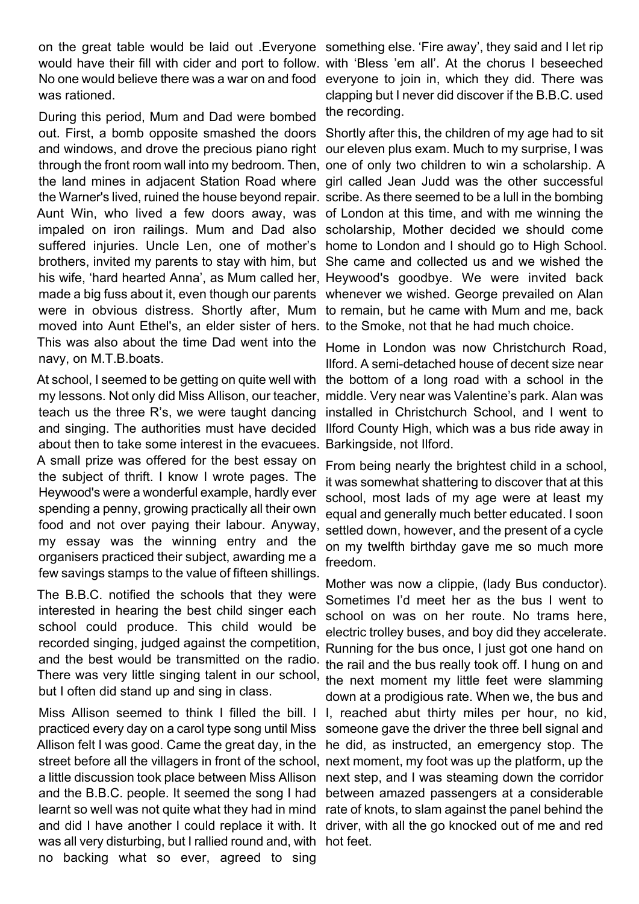on the great table would be laid out .Everyone would have their fill with cider and port to follow. No one would believe there was a war on and food was rationed.

During this period, Mum and Dad were bombed out. First, a bomb opposite smashed the doors and windows, and drove the precious piano right through the front room wall into my bedroom. Then, the land mines in adjacent Station Road where the Warner's lived, ruined the house beyond repair. Aunt Win, who lived a few doors away, was impaled on iron railings. Mum and Dad also suffered injuries. Uncle Len, one of mother's brothers, invited my parents to stay with him, but his wife, 'hard hearted Anna', as Mum called her, made a big fuss about it, even though our parents were in obvious distress. Shortly after, Mum moved into Aunt Ethel's, an elder sister of hers. This was also about the time Dad went into the navy, on M.T.B.boats.

At school, I seemed to be getting on quite well with my lessons. Not only did Miss Allison, our teacher, teach us the three R's, we were taught dancing and singing. The authorities must have decided about then to take some interest in the evacuees. A small prize was offered for the best essay on the subject of thrift. I know I wrote pages. The Heywood's were a wonderful example, hardly ever spending a penny, growing practically all their own food and not over paying their labour. Anyway, my essay was the winning entry and the organisers practiced their subject, awarding me a few savings stamps to the value of fifteen shillings.

The B.B.C. notified the schools that they were interested in hearing the best child singer each school could produce. This child would be recorded singing, judged against the competition, and the best would be transmitted on the radio. There was very little singing talent in our school, but I often did stand up and sing in class.

Miss Allison seemed to think I filled the bill. I practiced every day on a carol type song until Miss Allison felt I was good. Came the great day, in the street before all the villagers in front of the school, a little discussion took place between Miss Allison and the B.B.C. people. It seemed the song I had learnt so well was not quite what they had in mind and did I have another I could replace it with. It was all very disturbing, but I rallied round and, with no backing what so ever, agreed to sing something else. 'Fire away', they said and I let rip with 'Bless 'em all'. At the chorus I beseeched everyone to join in, which they did. There was clapping but I never did discover if the B.B.C. used the recording.

Shortly after this, the children of my age had to sit our eleven plus exam. Much to my surprise, I was one of only two children to win a scholarship. A girl called Jean Judd was the other successful scribe. As there seemed to be a lull in the bombing of London at this time, and with me winning the scholarship, Mother decided we should come home to London and I should go to High School. She came and collected us and we wished the Heywood's goodbye. We were invited back whenever we wished. George prevailed on Alan to remain, but he came with Mum and me, back to the Smoke, not that he had much choice.

Home in London was now Christchurch Road, Ilford. A semi-detached house of decent size near the bottom of a long road with a school in the middle. Very near was Valentine's park. Alan was installed in Christchurch School, and I went to Ilford County High, which was a bus ride away in Barkingside, not Ilford.

From being nearly the brightest child in a school, it was somewhat shattering to discover that at this school, most lads of my age were at least my equal and generally much better educated. I soon settled down, however, and the present of a cycle on my twelfth birthday gave me so much more freedom.

Mother was now a clippie, (lady Bus conductor). Sometimes I'd meet her as the bus I went to school on was on her route. No trams here, electric trolley buses, and boy did they accelerate. Running for the bus once, I just got one hand on the rail and the bus really took off. I hung on and the next moment my little feet were slamming down at a prodigious rate. When we, the bus and I, reached abut thirty miles per hour, no kid, someone gave the driver the three bell signal and he did, as instructed, an emergency stop. The next moment, my foot was up the platform, up the next step, and I was steaming down the corridor between amazed passengers at a considerable rate of knots, to slam against the panel behind the driver, with all the go knocked out of me and red hot feet.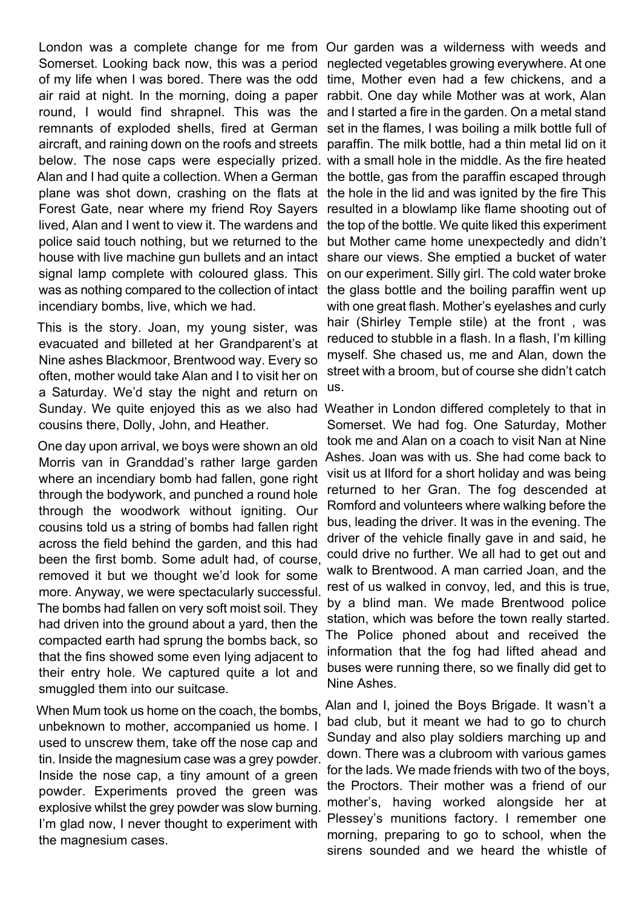London was a complete change for me from Somerset. Looking back now, this was a period of my life when I was bored. There was the odd air raid at night. In the morning, doing a paper round, I would find shrapnel. This was the remnants of exploded shells, fired at German aircraft, and raining down on the roofs and streets below. The nose caps were especially prized. Alan and I had quite a collection. When a German plane was shot down, crashing on the flats at Forest Gate, near where my friend Roy Sayers lived, Alan and I went to view it. The wardens and police said touch nothing, but we returned to the house with live machine gun bullets and an intact signal lamp complete with coloured glass. This was as nothing compared to the collection of intact incendiary bombs, live, which we had.

This is the story. Joan, my young sister, was evacuated and billeted at her Grandparent's at Nine ashes Blackmoor, Brentwood way. Every so often, mother would take Alan and I to visit her on a Saturday. We'd stay the night and return on Sunday. We quite enjoyed this as we also had cousins there, Dolly, John, and Heather.

One day upon arrival, we boys were shown an old Morris van in Granddad's rather large garden where an incendiary bomb had fallen, gone right through the bodywork, and punched a round hole through the woodwork without igniting. Our cousins told us a string of bombs had fallen right across the field behind the garden, and this had been the first bomb. Some adult had, of course, removed it but we thought we'd look for some more. Anyway, we were spectacularly successful. The bombs had fallen on very soft moist soil. They had driven into the ground about a yard, then the compacted earth had sprung the bombs back, so that the fins showed some even lying adjacent to their entry hole. We captured quite a lot and smuggled them into our suitcase.

When Mum took us home on the coach, the bombs, unbeknown to mother, accompanied us home. I used to unscrew them, take off the nose cap and tin. Inside the magnesium case was a grey powder. Inside the nose cap, a tiny amount of a green powder. Experiments proved the green was explosive whilst the grey powder was slow burning. I'm glad now, I never thought to experiment with the magnesium cases.

Our garden was a wilderness with weeds and neglected vegetables growing everywhere. At one time, Mother even had a few chickens, and a rabbit. One day while Mother was at work, Alan and I started a fire in the garden. On a metal stand set in the flames, I was boiling a milk bottle full of paraffin. The milk bottle, had a thin metal lid on it with a small hole in the middle. As the fire heated the bottle, gas from the paraffin escaped through the hole in the lid and was ignited by the fire This resulted in a blowlamp like flame shooting out of the top of the bottle. We quite liked this experiment but Mother came home unexpectedly and didn't share our views. She emptied a bucket of water on our experiment. Silly girl. The cold water broke the glass bottle and the boiling paraffin went up with one great flash. Mother's eyelashes and curly hair (Shirley Temple stile) at the front , was reduced to stubble in a flash. In a flash, I'm killing myself. She chased us, me and Alan, down the street with a broom, but of course she didn't catch us.

Weather in London differed completely to that in Somerset. We had fog. One Saturday, Mother took me and Alan on a coach to visit Nan at Nine Ashes. Joan was with us. She had come back to visit us at Ilford for a short holiday and was being returned to her Gran. The fog descended at Romford and volunteers where walking before the bus, leading the driver. It was in the evening. The driver of the vehicle finally gave in and said, he could drive no further. We all had to get out and walk to Brentwood. A man carried Joan, and the rest of us walked in convoy, led, and this is true, by a blind man. We made Brentwood police station, which was before the town really started. The Police phoned about and received the information that the fog had lifted ahead and buses were running there, so we finally did get to Nine Ashes.

Alan and I, joined the Boys Brigade. It wasn't a bad club, but it meant we had to go to church Sunday and also play soldiers marching up and down. There was a clubroom with various games for the lads. We made friends with two of the boys, the Proctors. Their mother was a friend of our mother's, having worked alongside her at Plessey's munitions factory. I remember one morning, preparing to go to school, when the sirens sounded and we heard the whistle of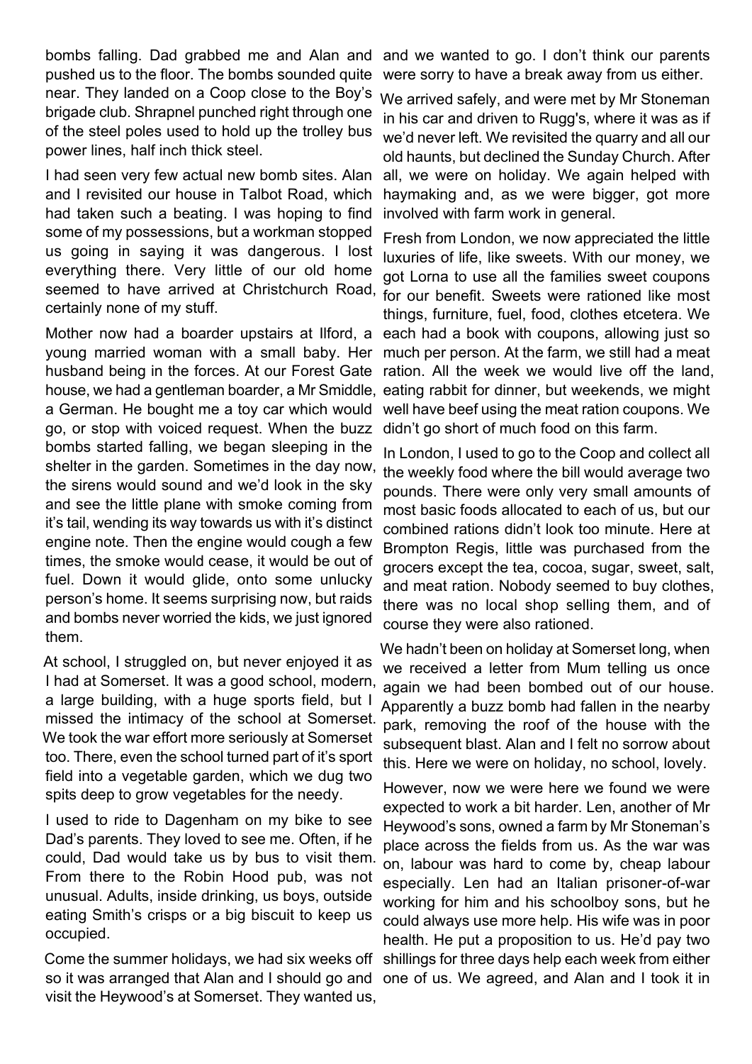bombs falling. Dad grabbed me and Alan and pushed us to the floor. The bombs sounded quite near. They landed on a Coop close to the Boy's brigade club. Shrapnel punched right through one of the steel poles used to hold up the trolley bus power lines, half inch thick steel.

I had seen very few actual new bomb sites. Alan and I revisited our house in Talbot Road, which had taken such a beating. I was hoping to find some of my possessions, but a workman stopped us going in saying it was dangerous. I lost everything there. Very little of our old home seemed to have arrived at Christchurch Road, certainly none of my stuff.

Mother now had a boarder upstairs at Ilford, a young married woman with a small baby. Her husband being in the forces. At our Forest Gate house, we had a gentleman boarder, a Mr Smiddle, a German. He bought me a toy car which would go, or stop with voiced request. When the buzz bombs started falling, we began sleeping in the shelter in the garden. Sometimes in the day now, the sirens would sound and we'd look in the sky and see the little plane with smoke coming from it's tail, wending its way towards us with it's distinct engine note. Then the engine would cough a few times, the smoke would cease, it would be out of fuel. Down it would glide, onto some unlucky person's home. It seems surprising now, but raids and bombs never worried the kids, we just ignored them.

At school, I struggled on, but never enjoyed it as I had at Somerset. It was a good school, modern, a large building, with a huge sports field, but I missed the intimacy of the school at Somerset. We took the war effort more seriously at Somerset too. There, even the school turned part of it's sport field into a vegetable garden, which we dug two spits deep to grow vegetables for the needy.

I used to ride to Dagenham on my bike to see Dad's parents. They loved to see me. Often, if he could, Dad would take us by bus to visit them. From there to the Robin Hood pub, was not unusual. Adults, inside drinking, us boys, outside eating Smith's crisps or a big biscuit to keep us occupied.

Come the summer holidays, we had six weeks off so it was arranged that Alan and I should go and visit the Heywood's at Somerset. They wanted us, and we wanted to go. I don't think our parents were sorry to have a break away from us either.

We arrived safely, and were met by Mr Stoneman in his car and driven to Rugg's, where it was as if we'd never left. We revisited the quarry and all our old haunts, but declined the Sunday Church. After all, we were on holiday. We again helped with haymaking and, as we were bigger, got more involved with farm work in general.

Fresh from London, we now appreciated the little luxuries of life, like sweets. With our money, we got Lorna to use all the families sweet coupons for our benefit. Sweets were rationed like most things, furniture, fuel, food, clothes etcetera. We each had a book with coupons, allowing just so much per person. At the farm, we still had a meat ration. All the week we would live off the land, eating rabbit for dinner, but weekends, we might well have beef using the meat ration coupons. We didn't go short of much food on this farm.

In London, I used to go to the Coop and collect all the weekly food where the bill would average two pounds. There were only very small amounts of most basic foods allocated to each of us, but our combined rations didn't look too minute. Here at Brompton Regis, little was purchased from the grocers except the tea, cocoa, sugar, sweet, salt, and meat ration. Nobody seemed to buy clothes, there was no local shop selling them, and of course they were also rationed.

We hadn't been on holiday at Somerset long, when we received a letter from Mum telling us once again we had been bombed out of our house. Apparently a buzz bomb had fallen in the nearby park, removing the roof of the house with the subsequent blast. Alan and I felt no sorrow about this. Here we were on holiday, no school, lovely.

However, now we were here we found we were expected to work a bit harder. Len, another of Mr Heywood's sons, owned a farm by Mr Stoneman's place across the fields from us. As the war was on, labour was hard to come by, cheap labour especially. Len had an Italian prisoner-of-war working for him and his schoolboy sons, but he could always use more help. His wife was in poor health. He put a proposition to us. He'd pay two shillings for three days help each week from either one of us. We agreed, and Alan and I took it in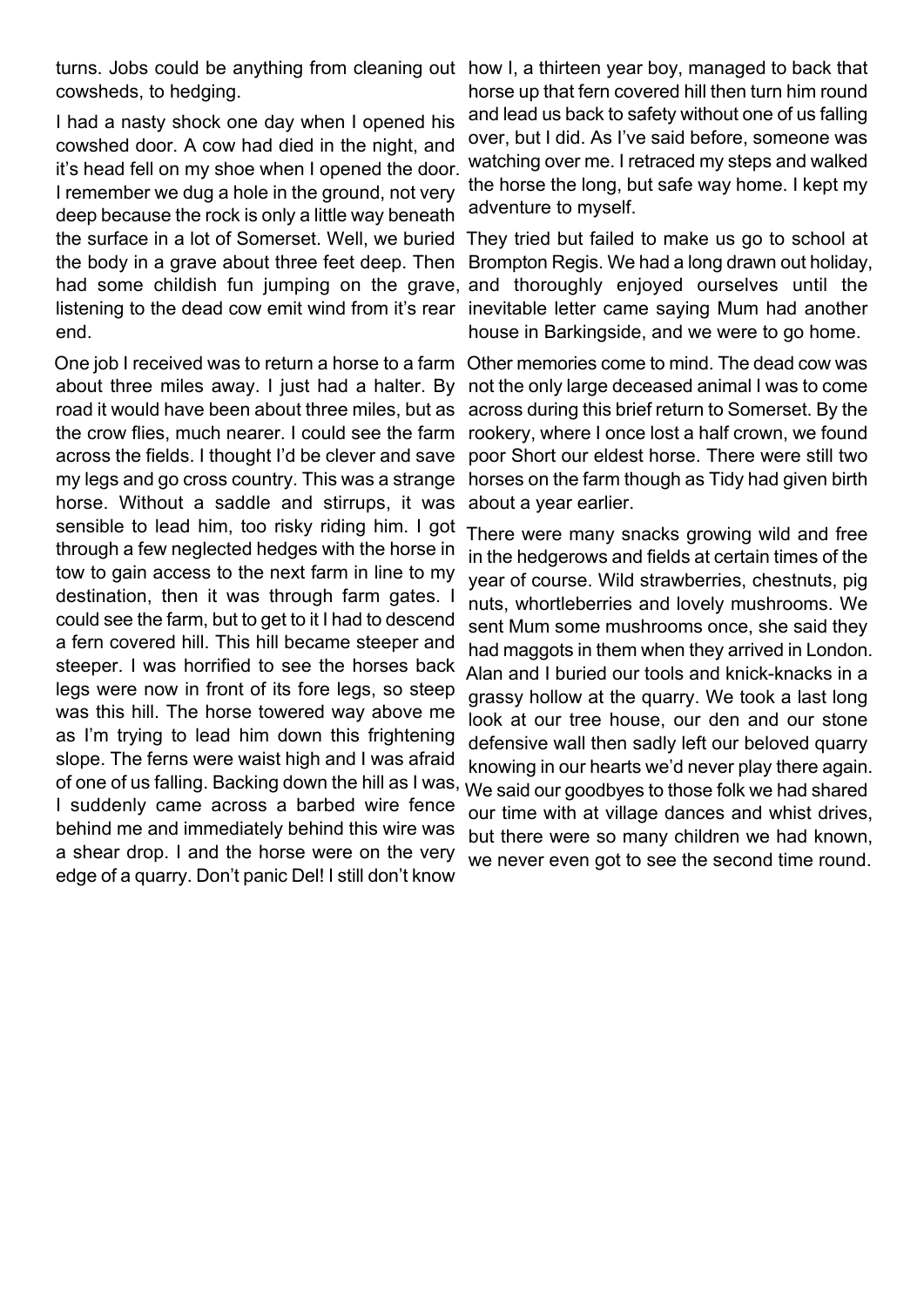turns. Jobs could be anything from cleaning out cowsheds, to hedging.

I had a nasty shock one day when I opened his cowshed door. A cow had died in the night, and it's head fell on my shoe when I opened the door. I remember we dug a hole in the ground, not very deep because the rock is only a little way beneath the surface in a lot of Somerset. Well, we buried the body in a grave about three feet deep. Then had some childish fun jumping on the grave, listening to the dead cow emit wind from it's rear end.

One job I received was to return a horse to a farm about three miles away. I just had a halter. By road it would have been about three miles, but as the crow flies, much nearer. I could see the farm across the fields. I thought I'd be clever and save my legs and go cross country. This was a strange horse. Without a saddle and stirrups, it was sensible to lead him, too risky riding him. I got through a few neglected hedges with the horse in tow to gain access to the next farm in line to my destination, then it was through farm gates. I could see the farm, but to get to it I had to descend a fern covered hill. This hill became steeper and steeper. I was horrified to see the horses back legs were now in front of its fore legs, so steep was this hill. The horse towered way above me as I'm trying to lead him down this frightening slope. The ferns were waist high and I was afraid of one of us falling. Backing down the hill as I was, I suddenly came across a barbed wire fence behind me and immediately behind this wire was a shear drop. I and the horse were on the very edge of a quarry. Don't panic Del! I still don't know how I, a thirteen year boy, managed to back that horse up that fern covered hill then turn him round and lead us back to safety without one of us falling over, but I did. As I've said before, someone was watching over me. I retraced my steps and walked the horse the long, but safe way home. I kept my adventure to myself.

They tried but failed to make us go to school at Brompton Regis. We had a long drawn out holiday, and thoroughly enjoyed ourselves until the inevitable letter came saying Mum had another house in Barkingside, and we were to go home.

Other memories come to mind. The dead cow was not the only large deceased animal I was to come across during this brief return to Somerset. By the rookery, where I once lost a half crown, we found poor Short our eldest horse. There were still two horses on the farm though as Tidy had given birth about a year earlier.

There were many snacks growing wild and free in the hedgerows and fields at certain times of the year of course. Wild strawberries, chestnuts, pig nuts, whortleberries and lovely mushrooms. We sent Mum some mushrooms once, she said they had maggots in them when they arrived in London. Alan and I buried our tools and knick-knacks in a grassy hollow at the quarry. We took a last long look at our tree house, our den and our stone defensive wall then sadly left our beloved quarry knowing in our hearts we'd never play there again. We said our goodbyes to those folk we had shared our time with at village dances and whist drives, but there were so many children we had known, we never even got to see the second time round.